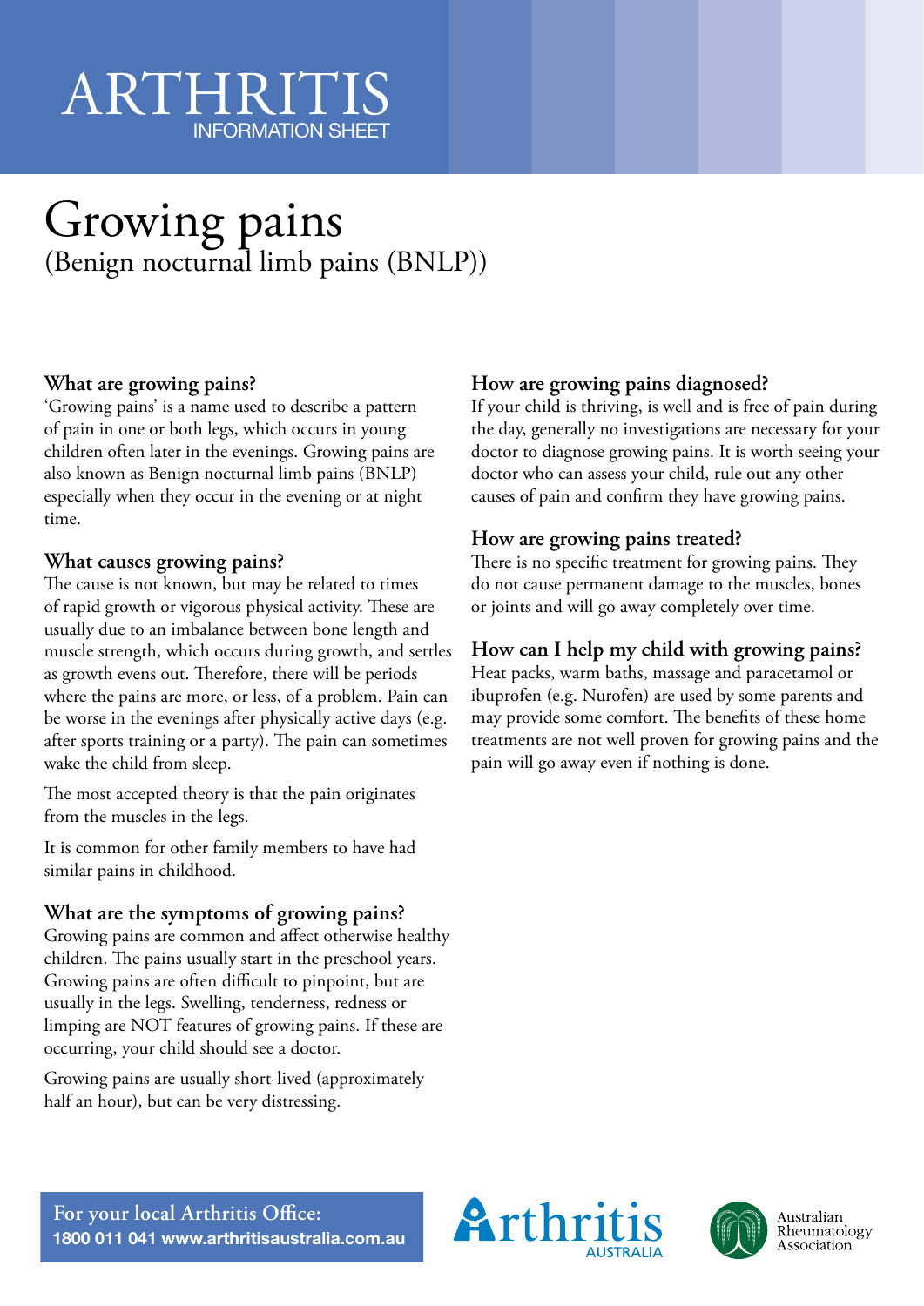ARTHRITIS
INFORMATION SHEET

# Growing pains
## (Benign nocturnal limb pains (BNLP))

### What are growing pains?

'Growing pains' is a name used to describe a pattern of pain in one or both legs, which occurs in young children often later in the evenings. Growing pains are also known as Benign nocturnal limb pains (BNLP) especially when they occur in the evening or at night time.

### What causes growing pains?

The cause is not known, but may be related to times of rapid growth or vigorous physical activity. These are usually due to an imbalance between bone length and muscle strength, which occurs during growth, and settles as growth evens out. Therefore, there will be periods where the pains are more, or less, of a problem. Pain can be worse in the evenings after physically active days (e.g. after sports training or a party). The pain can sometimes wake the child from sleep.

The most accepted theory is that the pain originates from the muscles in the legs.

It is common for other family members to have had similar pains in childhood.

### What are the symptoms of growing pains?

Growing pains are common and affect otherwise healthy children. The pains usually start in the preschool years. Growing pains are often difficult to pinpoint, but are usually in the legs. Swelling, tenderness, redness or limping are NOT features of growing pains. If these are occurring, your child should see a doctor.

Growing pains are usually short-lived (approximately half an hour), but can be very distressing.

### How are growing pains diagnosed?

If your child is thriving, is well and is free of pain during the day, generally no investigations are necessary for your doctor to diagnose growing pains. It is worth seeing your doctor who can assess your child, rule out any other causes of pain and confirm they have growing pains.

### How are growing pains treated?

There is no specific treatment for growing pains. They do not cause permanent damage to the muscles, bones or joints and will go away completely over time.

### How can I help my child with growing pains?

Heat packs, warm baths, massage and paracetamol or ibuprofen (e.g. Nurofen) are used by some parents and may provide some comfort. The benefits of these home treatments are not well proven for growing pains and the pain will go away even if nothing is done.

**For your local Arthritis Office:**
**1800 011 041 www.arthritisaustralia.com.au**

Arthritis AUSTRALIA

Australian Rheumatology Association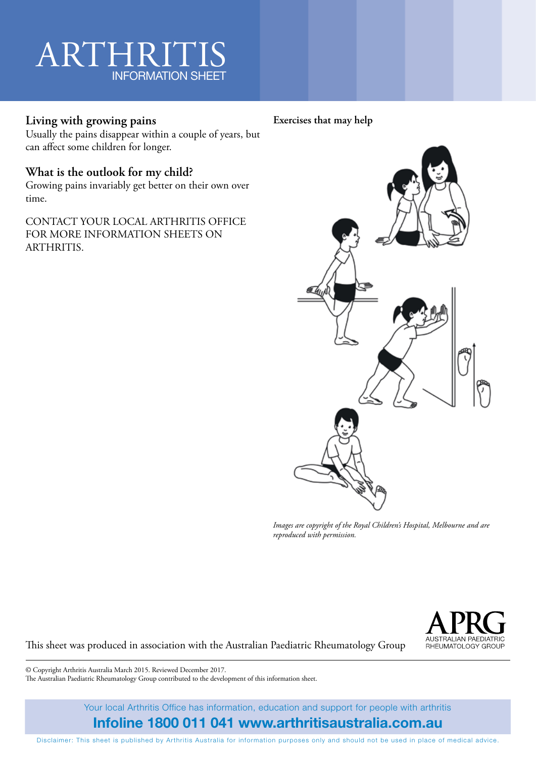## Living with growing pains

Usually the pains disappear within a couple of years, but can affect some children for longer.

## What is the outlook for my child?

Growing pains invariably get better on their own over time.

CONTACT YOUR LOCAL ARTHRITIS OFFICE FOR MORE INFORMATION SHEETS ON ARTHRITIS.

## Exercises that may help

*Images are copyright of the Royal Children's Hospital, Melbourne and are reproduced with permission.*

This sheet was produced in association with the Australian Paediatric Rheumatology Group

© Copyright Arthritis Australia March 2015. Reviewed December 2017.
The Australian Paediatric Rheumatology Group contributed to the development of this information sheet.

Your local Arthritis Office has information, education and support for people with arthritis

**Infoline 1800 011 041 www.arthritisaustralia.com.au**

Disclaimer: This sheet is published by Arthritis Australia for information purposes only and should not be used in place of medical advice.